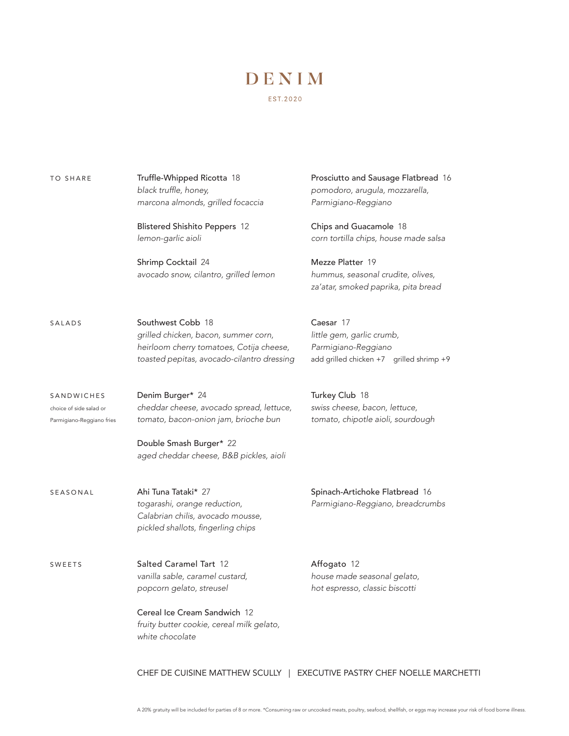# DENIM

EST.2020

## TO SHARE

**Truffle-Whipped Ricotta** 18
*black truffle, honey, marcona almonds, grilled focaccia*

**Blistered Shishito Peppers** 12
*lemon-garlic aioli*

**Shrimp Cocktail** 24
*avocado snow, cilantro, grilled lemon*

**Prosciutto and Sausage Flatbread** 16
*pomodoro, arugula, mozzarella, Parmigiano-Reggiano*

**Chips and Guacamole** 18
*corn tortilla chips, house made salsa*

**Mezze Platter** 19
*hummus, seasonal crudite, olives, za'atar, smoked paprika, pita bread*

## SALADS

**Southwest Cobb** 18
*grilled chicken, bacon, summer corn, heirloom cherry tomatoes, Cotija cheese, toasted pepitas, avocado-cilantro dressing*

**Caesar** 17
*little gem, garlic crumb, Parmigiano-Reggiano*
add grilled chicken +7 grilled shrimp +9

## SANDWICHES

choice of side salad or Parmigiano-Reggiano fries

**Denim Burger*** 24
*cheddar cheese, avocado spread, lettuce, tomato, bacon-onion jam, brioche bun*

**Double Smash Burger*** 22
*aged cheddar cheese, B&B pickles, aioli*

**Turkey Club** 18
*swiss cheese, bacon, lettuce, tomato, chipotle aioli, sourdough*

## SEASONAL

**Ahi Tuna Tataki*** 27
*togarashi, orange reduction, Calabrian chilis, avocado mousse, pickled shallots, fingerling chips*

**Spinach-Artichoke Flatbread** 16
*Parmigiano-Reggiano, breadcrumbs*

## SWEETS

**Salted Caramel Tart** 12
*vanilla sable, caramel custard, popcorn gelato, streusel*

**Cereal Ice Cream Sandwich** 12
*fruity butter cookie, cereal milk gelato, white chocolate*

**Affogato** 12
*house made seasonal gelato, hot espresso, classic biscotti*

CHEF DE CUISINE MATTHEW SCULLY | EXECUTIVE PASTRY CHEF NOELLE MARCHETTI

A 20% gratuity will be included for parties of 8 or more. *Consuming raw or uncooked meats, poultry, seafood, shellfish, or eggs may increase your risk of food borne illness.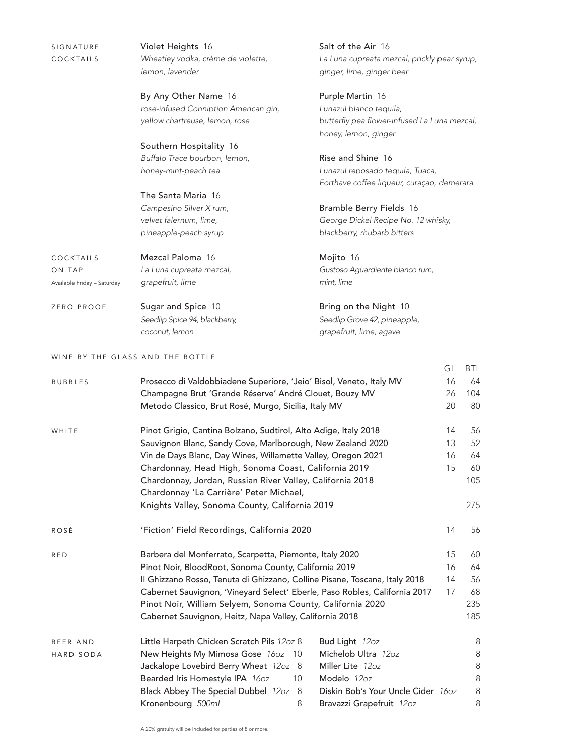## SIGNATURE COCKTAILS

**Violet Heights** 16
*Wheatley vodka, crème de violette, lemon, lavender*

**By Any Other Name** 16
*rose-infused Conniption American gin, yellow chartreuse, lemon, rose*

**Southern Hospitality** 16
*Buffalo Trace bourbon, lemon, honey-mint-peach tea*

**The Santa Maria** 16
*Campesino Silver X rum, velvet falernum, lime, pineapple-peach syrup*

**Salt of the Air** 16
*La Luna cupreata mezcal, prickly pear syrup, ginger, lime, ginger beer*

**Purple Martin** 16
*Lunazul blanco tequila, butterfly pea flower-infused La Luna mezcal, honey, lemon, ginger*

**Rise and Shine** 16
*Lunazul reposado tequila, Tuaca, Forthave coffee liqueur, curaçao, demerara*

**Bramble Berry Fields** 16
*George Dickel Recipe No. 12 whisky, blackberry, rhubarb bitters*

## COCKTAILS ON TAP

Available Friday – Saturday

**Mezcal Paloma** 16
*La Luna cupreata mezcal, grapefruit, lime*

**Mojito** 16
*Gustoso Aguardiente blanco rum, mint, lime*

## ZERO PROOF

**Sugar and Spice** 10
*Seedlip Spice 94, blackberry, coconut, lemon*

**Bring on the Night** 10
*Seedlip Grove 42, pineapple, grapefruit, lime, agave*

## WINE BY THE GLASS AND THE BOTTLE

| | | GL | BTL |
|---|---|---|---|
| BUBBLES | Prosecco di Valdobbiadene Superiore, 'Jeio' Bisol, Veneto, Italy MV | 16 | 64 |
| | Champagne Brut 'Grande Réserve' André Clouet, Bouzy MV | 26 | 104 |
| | Metodo Classico, Brut Rosé, Murgo, Sicilia, Italy MV | 20 | 80 |
| WHITE | Pinot Grigio, Cantina Bolzano, Sudtirol, Alto Adige, Italy 2018 | 14 | 56 |
| | Sauvignon Blanc, Sandy Cove, Marlborough, New Zealand 2020 | 13 | 52 |
| | Vin de Days Blanc, Day Wines, Willamette Valley, Oregon 2021 | 16 | 64 |
| | Chardonnay, Head High, Sonoma Coast, California 2019 | 15 | 60 |
| | Chardonnay, Jordan, Russian River Valley, California 2018 | | 105 |
| | Chardonnay 'La Carrière' Peter Michael, Knights Valley, Sonoma County, California 2019 | | 275 |
| ROSÉ | 'Fiction' Field Recordings, California 2020 | 14 | 56 |
| RED | Barbera del Monferrato, Scarpetta, Piemonte, Italy 2020 | 15 | 60 |
| | Pinot Noir, BloodRoot, Sonoma County, California 2019 | 16 | 64 |
| | Il Ghizzano Rosso, Tenuta di Ghizzano, Colline Pisane, Toscana, Italy 2018 | 14 | 56 |
| | Cabernet Sauvignon, 'Vineyard Select' Eberle, Paso Robles, California 2017 | 17 | 68 |
| | Pinot Noir, William Selyem, Sonoma County, California 2020 | | 235 |
| | Cabernet Sauvignon, Heitz, Napa Valley, California 2018 | | 185 |

## BEER AND HARD SODA

| | | | |
|---|---|---|---|
| Little Harpeth Chicken Scratch Pils *12oz* | 8 | Bud Light *12oz* | 8 |
| New Heights My Mimosa Gose *16oz* | 10 | Michelob Ultra *12oz* | 8 |
| Jackalope Lovebird Berry Wheat *12oz* | 8 | Miller Lite *12oz* | 8 |
| Bearded Iris Homestyle IPA *16oz* | 10 | Modelo *12oz* | 8 |
| Black Abbey The Special Dubbel *12oz* | 8 | Diskin Bob's Your Uncle Cider *16oz* | 8 |
| Kronenbourg *500ml* | 8 | Bravazzi Grapefruit *12oz* | 8 |

A 20% gratuity will be included for parties of 8 or more.